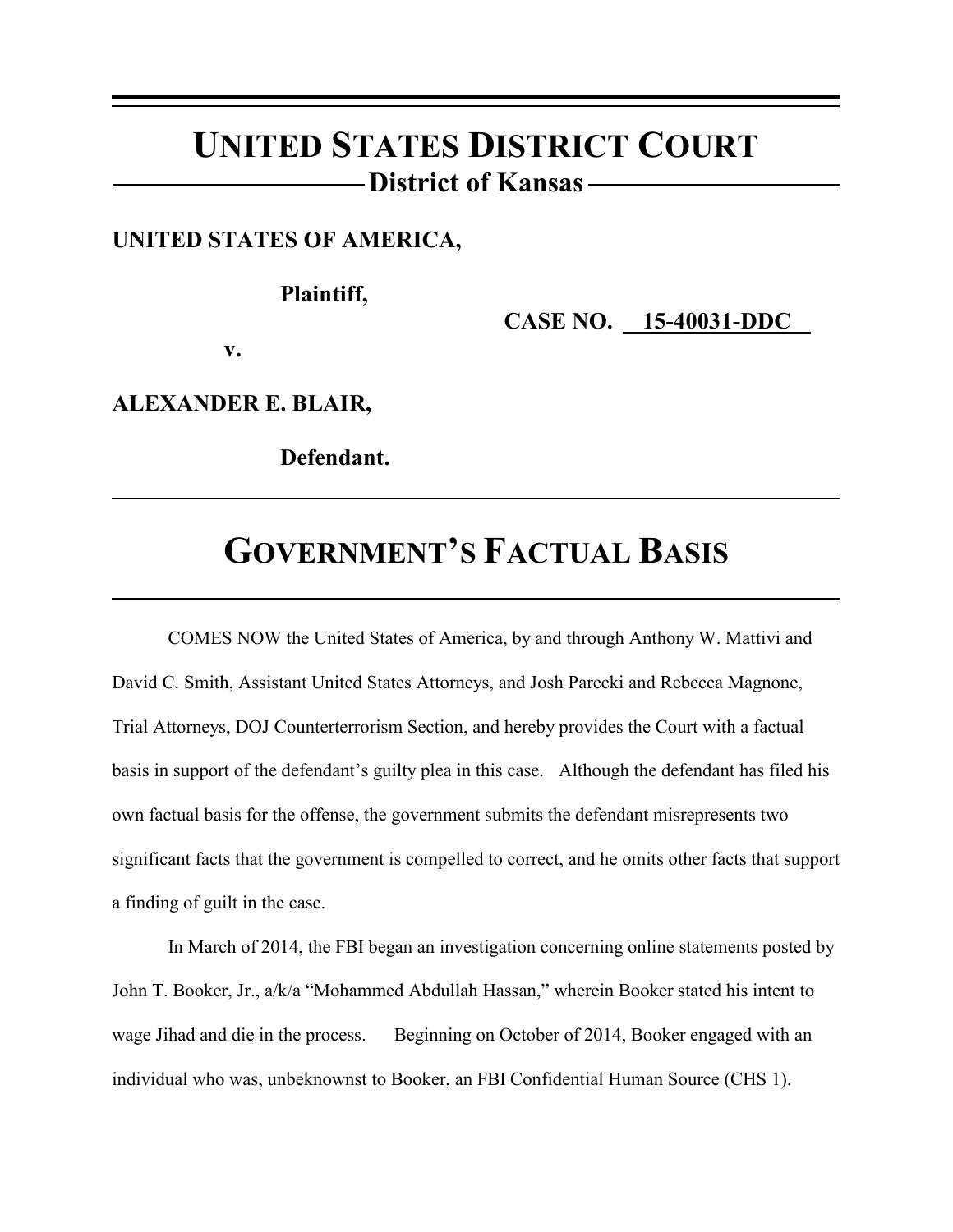# UNITED STATES DISTRICT COURT

## District of Kansas

**UNITED STATES OF AMERICA,**

**Plaintiff,**

**v.**

**CASE NO. 15-40031-DDC**

**ALEXANDER E. BLAIR,**

**Defendant.**

# GOVERNMENT'S FACTUAL BASIS

COMES NOW the United States of America, by and through Anthony W. Mattivi and David C. Smith, Assistant United States Attorneys, and Josh Parecki and Rebecca Magnone, Trial Attorneys, DOJ Counterterrorism Section, and hereby provides the Court with a factual basis in support of the defendant's guilty plea in this case. Although the defendant has filed his own factual basis for the offense, the government submits the defendant misrepresents two significant facts that the government is compelled to correct, and he omits other facts that support a finding of guilt in the case.

In March of 2014, the FBI began an investigation concerning online statements posted by John T. Booker, Jr., a/k/a "Mohammed Abdullah Hassan," wherein Booker stated his intent to wage Jihad and die in the process. Beginning on October of 2014, Booker engaged with an individual who was, unbeknownst to Booker, an FBI Confidential Human Source (CHS 1).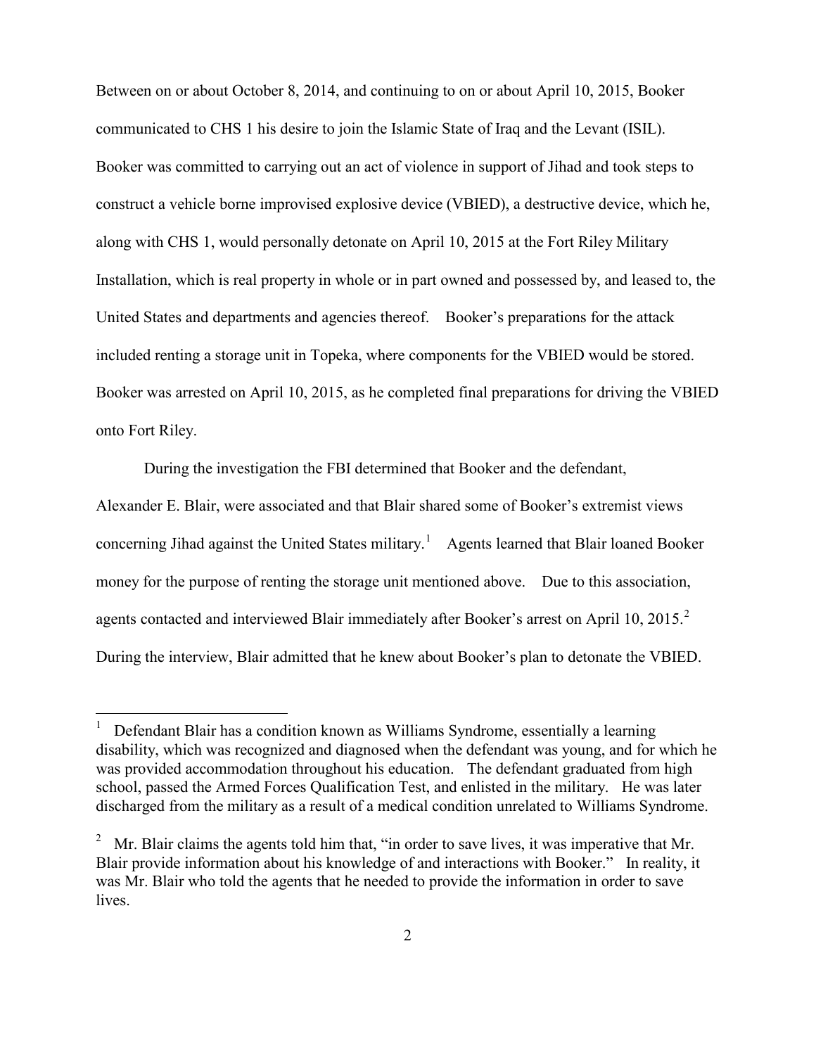Between on or about October 8, 2014, and continuing to on or about April 10, 2015, Booker communicated to CHS 1 his desire to join the Islamic State of Iraq and the Levant (ISIL). Booker was committed to carrying out an act of violence in support of Jihad and took steps to construct a vehicle borne improvised explosive device (VBIED), a destructive device, which he, along with CHS 1, would personally detonate on April 10, 2015 at the Fort Riley Military Installation, which is real property in whole or in part owned and possessed by, and leased to, the United States and departments and agencies thereof. Booker's preparations for the attack included renting a storage unit in Topeka, where components for the VBIED would be stored. Booker was arrested on April 10, 2015, as he completed final preparations for driving the VBIED onto Fort Riley.

During the investigation the FBI determined that Booker and the defendant, Alexander E. Blair, were associated and that Blair shared some of Booker's extremist views concerning Jihad against the United States military.[1] Agents learned that Blair loaned Booker money for the purpose of renting the storage unit mentioned above. Due to this association, agents contacted and interviewed Blair immediately after Booker's arrest on April 10, 2015.[2] During the interview, Blair admitted that he knew about Booker's plan to detonate the VBIED.

---

[1] Defendant Blair has a condition known as Williams Syndrome, essentially a learning disability, which was recognized and diagnosed when the defendant was young, and for which he was provided accommodation throughout his education. The defendant graduated from high school, passed the Armed Forces Qualification Test, and enlisted in the military. He was later discharged from the military as a result of a medical condition unrelated to Williams Syndrome.

[2] Mr. Blair claims the agents told him that, "in order to save lives, it was imperative that Mr. Blair provide information about his knowledge of and interactions with Booker." In reality, it was Mr. Blair who told the agents that he needed to provide the information in order to save lives.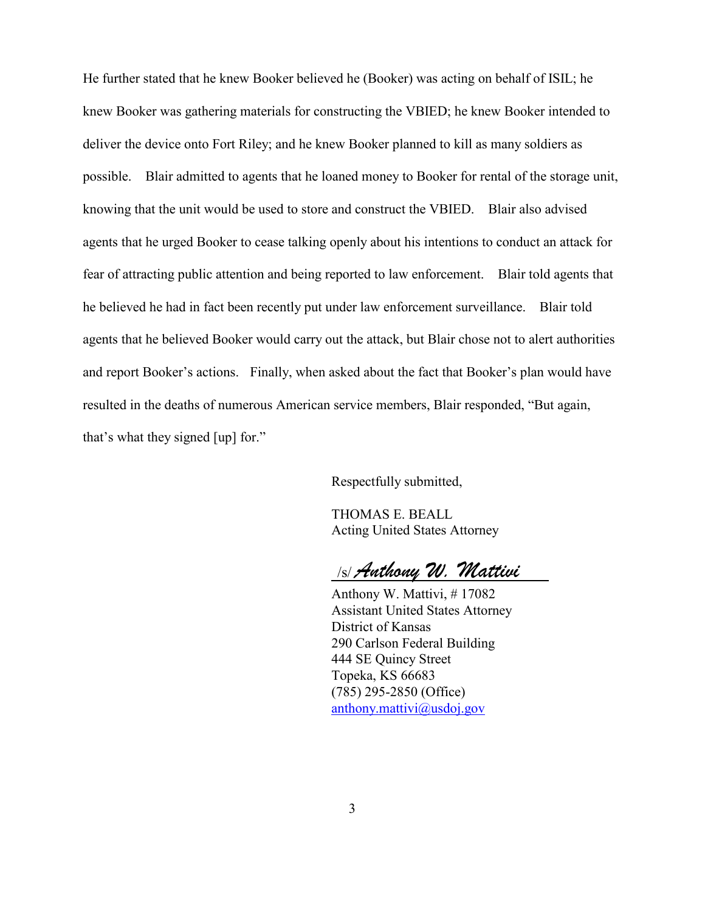He further stated that he knew Booker believed he (Booker) was acting on behalf of ISIL; he knew Booker was gathering materials for constructing the VBIED; he knew Booker intended to deliver the device onto Fort Riley; and he knew Booker planned to kill as many soldiers as possible. Blair admitted to agents that he loaned money to Booker for rental of the storage unit, knowing that the unit would be used to store and construct the VBIED. Blair also advised agents that he urged Booker to cease talking openly about his intentions to conduct an attack for fear of attracting public attention and being reported to law enforcement. Blair told agents that he believed he had in fact been recently put under law enforcement surveillance. Blair told agents that he believed Booker would carry out the attack, but Blair chose not to alert authorities and report Booker's actions. Finally, when asked about the fact that Booker's plan would have resulted in the deaths of numerous American service members, Blair responded, "But again, that's what they signed [up] for."

Respectfully submitted,

THOMAS E. BEALL
Acting United States Attorney

/s/ *Anthony W. Mattivi*

Anthony W. Mattivi, # 17082
Assistant United States Attorney
District of Kansas
290 Carlson Federal Building
444 SE Quincy Street
Topeka, KS 66683
(785) 295-2850 (Office)
anthony.mattivi@usdoj.gov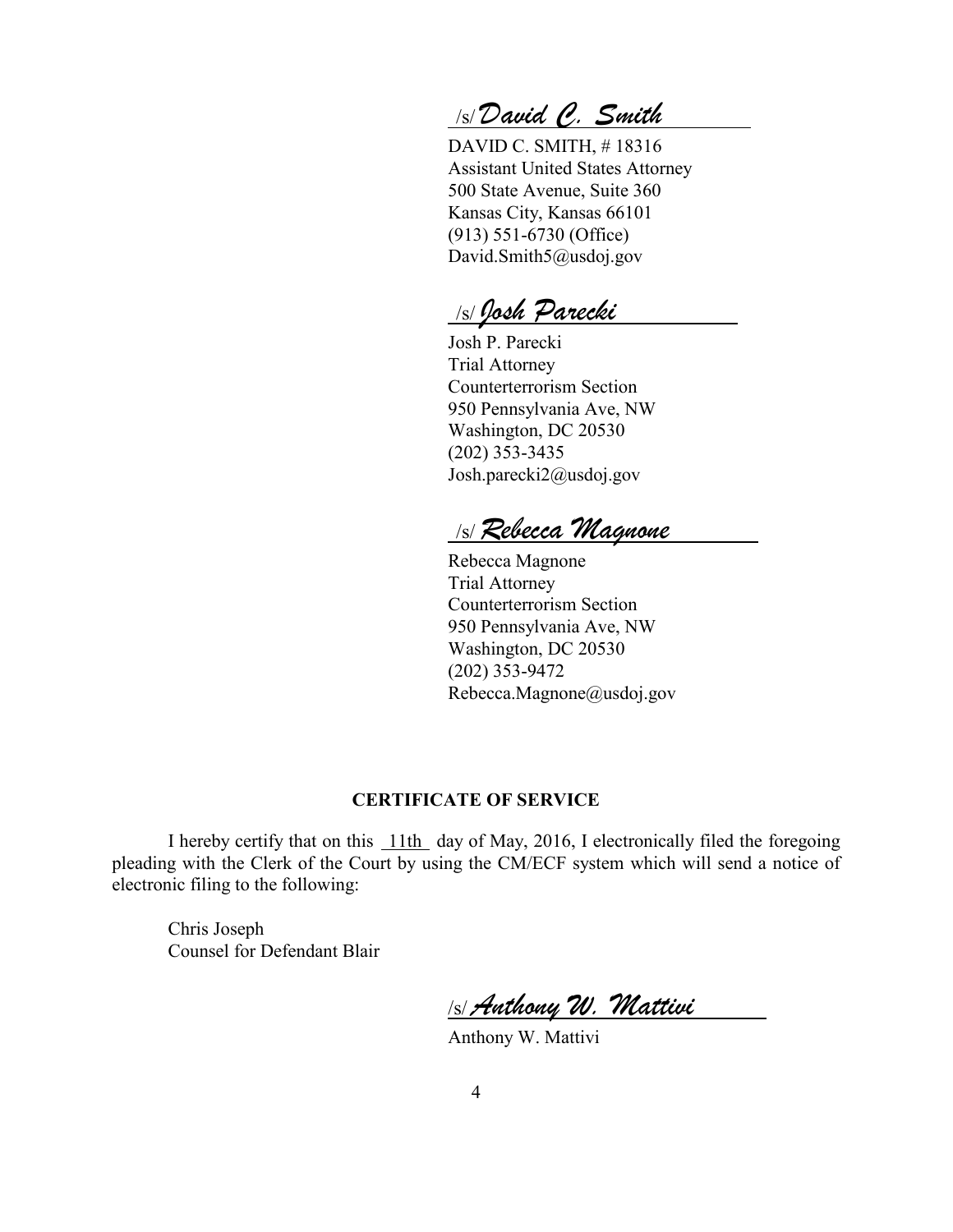/s/ *David C. Smith*

DAVID C. SMITH, # 18316
Assistant United States Attorney
500 State Avenue, Suite 360
Kansas City, Kansas 66101
(913) 551-6730 (Office)
David.Smith5@usdoj.gov

/s/ *Josh Parecki*

Josh P. Parecki
Trial Attorney
Counterterrorism Section
950 Pennsylvania Ave, NW
Washington, DC 20530
(202) 353-3435
Josh.parecki2@usdoj.gov

/s/ *Rebecca Magnone*

Rebecca Magnone
Trial Attorney
Counterterrorism Section
950 Pennsylvania Ave, NW
Washington, DC 20530
(202) 353-9472
Rebecca.Magnone@usdoj.gov

**CERTIFICATE OF SERVICE**

I hereby certify that on this 11th day of May, 2016, I electronically filed the foregoing pleading with the Clerk of the Court by using the CM/ECF system which will send a notice of electronic filing to the following:

Chris Joseph
Counsel for Defendant Blair

/s/ *Anthony W. Mattivi*

Anthony W. Mattivi